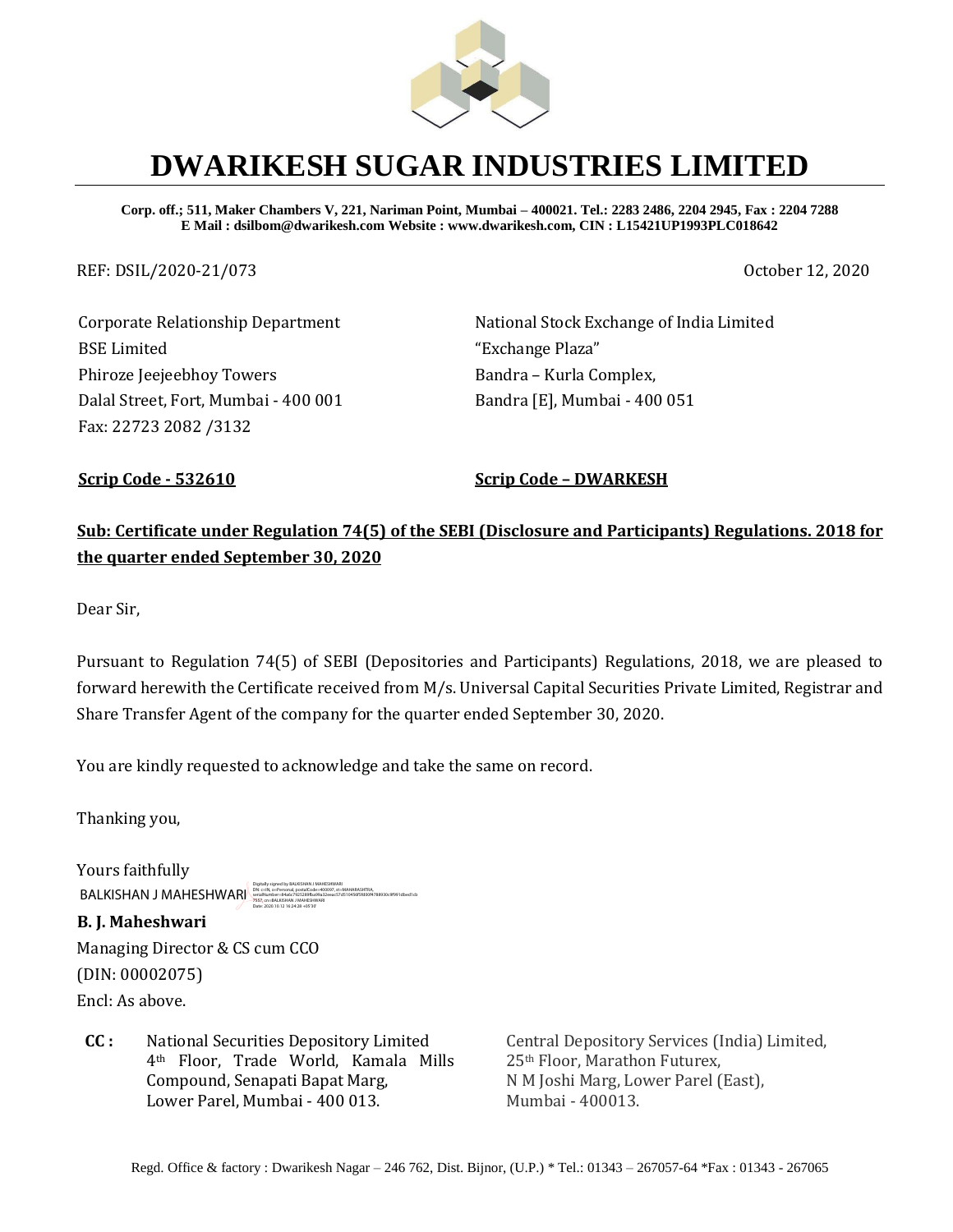# DWARIKESH SUGAR INDUSTRIES LIMITED

**Corp. off.; 511, Maker Chambers V, 221, Nariman Point, Mumbai – 400021. Tel.: 2283 2486, 2204 2945, Fax : 2204 7288**
**E Mail : dsilbom@dwarikesh.com Website : www.dwarikesh.com, CIN : L15421UP1993PLC018642**

REF: DSIL/2020-21/073

October 12, 2020

Corporate Relationship Department
BSE Limited
Phiroze Jeejeebhoy Towers
Dalal Street, Fort, Mumbai - 400 001
Fax: 22723 2082 /3132

National Stock Exchange of India Limited
"Exchange Plaza"
Bandra – Kurla Complex,
Bandra [E], Mumbai - 400 051

**Scrip Code - 532610**

**Scrip Code – DWARKESH**

**Sub: Certificate under Regulation 74(5) of the SEBI (Disclosure and Participants) Regulations. 2018 for the quarter ended September 30, 2020**

Dear Sir,

Pursuant to Regulation 74(5) of SEBI (Depositories and Participants) Regulations, 2018, we are pleased to forward herewith the Certificate received from M/s. Universal Capital Securities Private Limited, Registrar and Share Transfer Agent of the company for the quarter ended September 30, 2020.

You are kindly requested to acknowledge and take the same on record.

Thanking you,

Yours faithfully

BALKISHAN J MAHESHWARI

**B. J. Maheshwari**
Managing Director & CS cum CCO
(DIN: 00002075)
Encl: As above.

**CC :**

National Securities Depository Limited
4th Floor, Trade World, Kamala Mills Compound, Senapati Bapat Marg,
Lower Parel, Mumbai - 400 013.

Central Depository Services (India) Limited,
25th Floor, Marathon Futurex,
N M Joshi Marg, Lower Parel (East),
Mumbai - 400013.

Regd. Office & factory : Dwarikesh Nagar – 246 762, Dist. Bijnor, (U.P.) * Tel.: 01343 – 267057-64 *Fax : 01343 - 267065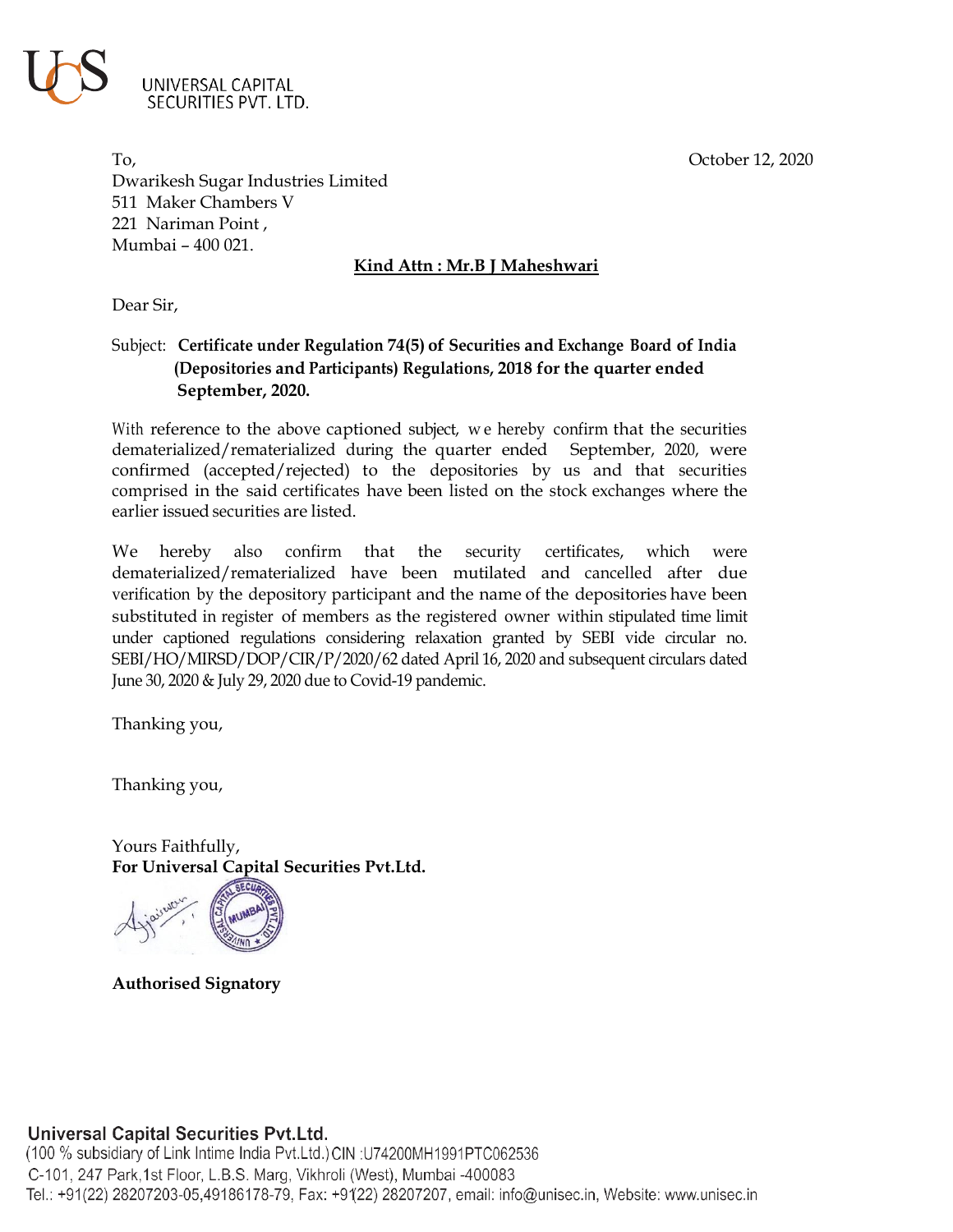UNIVERSAL CAPITAL SECURITIES PVT. LTD.

To,
Dwarikesh Sugar Industries Limited
511 Maker Chambers V
221 Nariman Point ,
Mumbai – 400 021.

October 12, 2020

**Kind Attn : Mr.B J Maheshwari**

Dear Sir,

Subject: **Certificate under Regulation 74(5) of Securities and Exchange Board of India (Depositories and Participants) Regulations, 2018 for the quarter ended September, 2020.**

With reference to the above captioned subject, we hereby confirm that the securities dematerialized/rematerialized during the quarter ended September, 2020, were confirmed (accepted/rejected) to the depositories by us and that securities comprised in the said certificates have been listed on the stock exchanges where the earlier issued securities are listed.

We hereby also confirm that the security certificates, which were dematerialized/rematerialized have been mutilated and cancelled after due verification by the depository participant and the name of the depositories have been substituted in register of members as the registered owner within stipulated time limit under captioned regulations considering relaxation granted by SEBI vide circular no. SEBI/HO/MIRSD/DOP/CIR/P/2020/62 dated April 16, 2020 and subsequent circulars dated June 30, 2020 & July 29, 2020 due to Covid-19 pandemic.

Thanking you,

Thanking you,

Yours Faithfully,
**For Universal Capital Securities Pvt.Ltd.**

**Authorised Signatory**

**Universal Capital Securities Pvt.Ltd.**
(100 % subsidiary of Link Intime India Pvt.Ltd.) CIN :U74200MH1991PTC062536
C-101, 247 Park,1st Floor, L.B.S. Marg, Vikhroli (West), Mumbai -400083
Tel.: +91(22) 28207203-05,49186178-79, Fax: +91(22) 28207207, email: info@unisec.in, Website: www.unisec.in